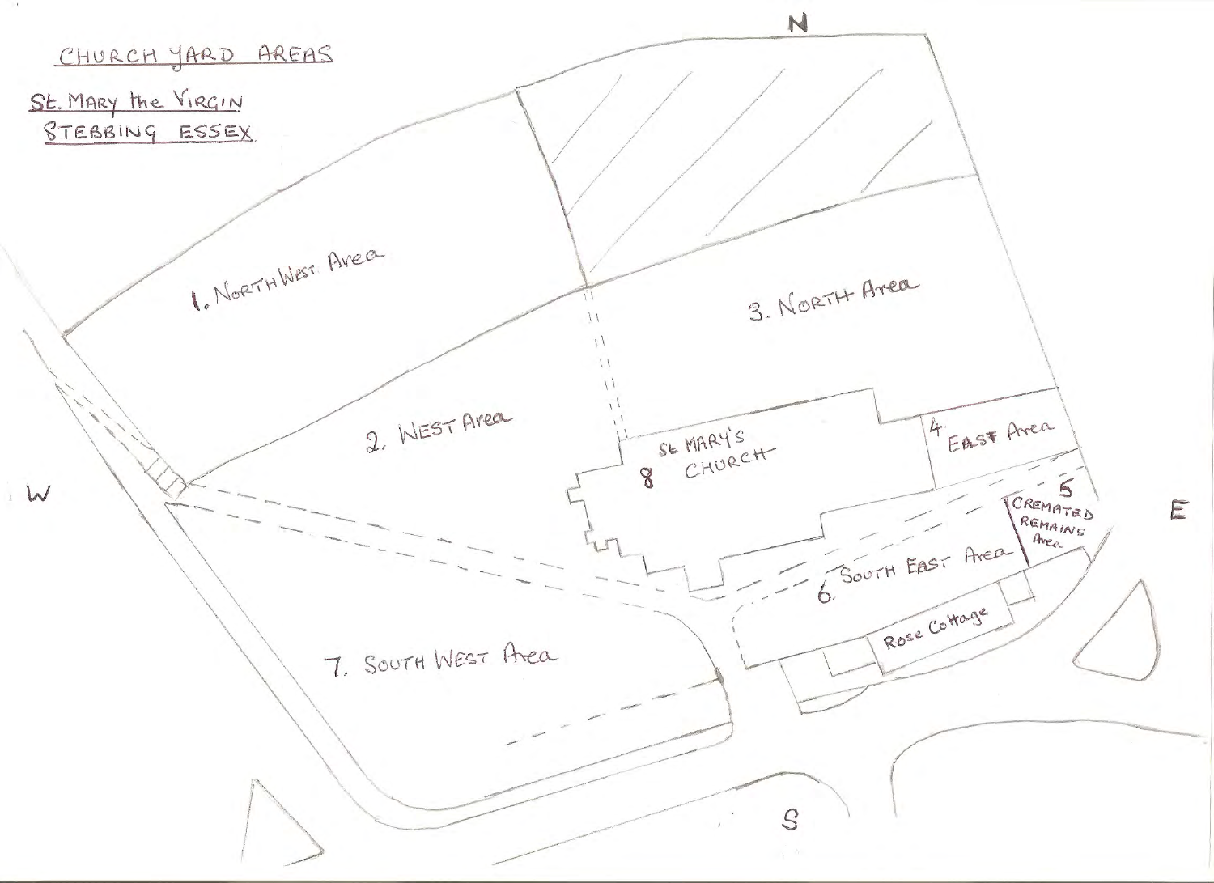# CHURCH YARD AREAS

## St. Mary the Virgin STEBBING ESSEX

N

W

E

S

1. North West Area
2. West Area
3. North Area
4. East Area
5. Cremated Remains Area
6. South East Area
7. South West Area
8. St Mary's Church

Rose Cottage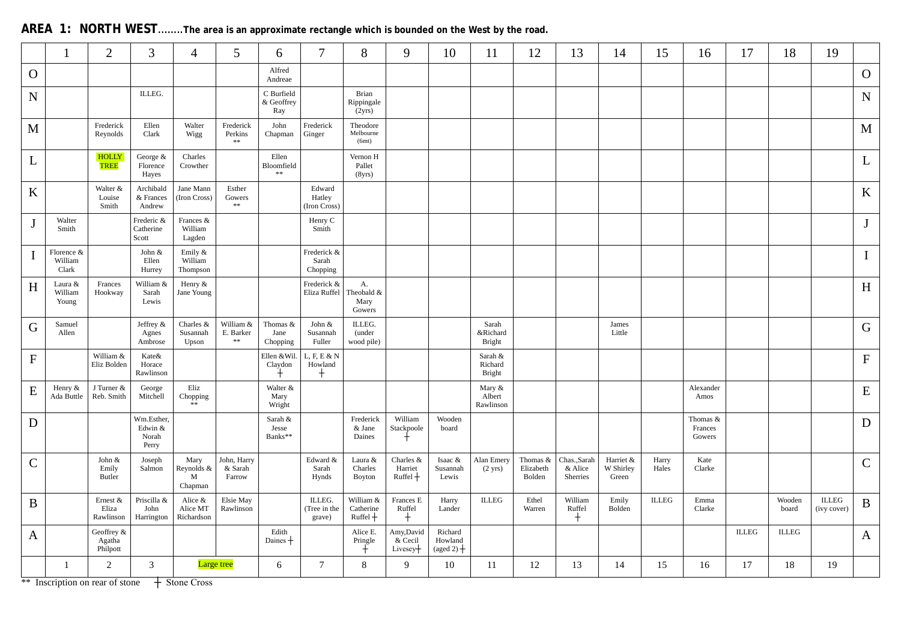**AREA 1: NORTH WEST**........**The area is an approximate rectangle which is bounded on the West by the road.**

| | 1 | 2 | 3 | 4 | 5 | 6 | 7 | 8 | 9 | 10 | 11 | 12 | 13 | 14 | 15 | 16 | 17 | 18 | 19 | |
|---|---|---|---|---|---|---|---|---|---|---|---|---|---|---|---|---|---|---|---|---|
| O | | | | | | Alfred Andreae | | | | | | | | | | | | | | O |
| N | | | ILLEG. | | | C Burfield & Geoffrey Ray | | Brian Rippingale (2yrs) | | | | | | | | | | | | N |
| M | | Frederick Reynolds | Ellen Clark | Walter Wigg | Frederick Perkins ** | John Chapman | Frederick Ginger | Theodore Melbourne (6mt) | | | | | | | | | | | | M |
| L | | HOLLY TREE | George & Florence Hayes | Charles Crowther | | Ellen Bloomfield ** | | Vernon H Pallet (8yrs) | | | | | | | | | | | | L |
| K | | Walter & Louise Smith | Archibald & Frances Andrew | Jane Mann (Iron Cross) | Esther Gowers ** | | Edward Hatley (Iron Cross) | | | | | | | | | | | | | K |
| J | Walter Smith | | Frederic & Catherine Scott | Frances & William Lagden | | | Henry C Smith | | | | | | | | | | | | | J |
| I | Florence & William Clark | | John & Ellen Hurrey | Emily & William Thompson | | | Frederick & Sarah Chopping | | | | | | | | | | | | | I |
| H | Laura & William Young | Frances Hookway | William & Sarah Lewis | Henry & Jane Young | | | Frederick & Eliza Ruffel | A. Theobald & Mary Gowers | | | | | | | | | | | | H |
| G | Samuel Allen | | Jeffrey & Agnes Ambrose | Charles & Susannah Upson | William & E. Barker ** | Thomas & Jane Chopping | John & Susannah Fuller | ILLEG. (under wood pile) | | | Sarah &Richard Bright | | | James Little | | | | | | G |
| F | | William & Eliz Bolden | Kate& Horace Rawlinson | | | Ellen &Wil. Claydon ┼ | L, F, E & N Howland ┼ | | | | Sarah & Richard Bright | | | | | | | | | F |
| E | Henry & Ada Buttle | J Turner & Reb. Smith | George Mitchell | Eliz Chopping ** | | Walter & Mary Wright | | | | | Mary & Albert Rawlinson | | | | | Alexander Amos | | | | E |
| D | | | Wm.Esther, Edwin & Norah Perry | | | Sarah & Jesse Banks** | | Frederick & Jane Daines | William Stackpoole ┼ | Wooden board | | | | | | Thomas & Frances Gowers | | | | D |
| C | | John & Emily Butler | Joseph Salmon | Mary Reynolds & M Chapman | John, Harry & Sarah Farrow | | Edward & Sarah Hynds | Laura & Charles Boyton | Charles & Harriet Ruffel ┼ | Isaac & Susannah Lewis | Alan Emery (2 yrs) | Thomas & Elizabeth Bolden | Chas.,Sarah & Alice Sherries | Harriet & W Shirley Green | Harry Hales | Kate Clarke | | | | C |
| B | | Ernest & Eliza Rawlinson | Priscilla & John Harrington | Alice & Alice MT Richardson | Elsie May Rawlinson | | ILLEG. (Tree in the grave) | William & Catherine Ruffel ┼ | Frances E Ruffel ┼ | Harry Lander | ILLEG | Ethel Warren | William Ruffel ┼ | Emily Bolden | ILLEG | Emma Clarke | | Wooden board | ILLEG (ivy cover) | B |
| A | | Geoffrey & Agatha Philpott | | | | Edith Daines ┼ | | Alice E. Pringle ┼ | Amy,David & Cecil Livesey┼ | Richard Howland (aged 2) ┼ | | | | | | | ILLEG | ILLEG | | A |
| | 1 | 2 | 3 | Large tree | | 6 | 7 | 8 | 9 | 10 | 11 | 12 | 13 | 14 | 15 | 16 | 17 | 18 | 19 | |

** Inscription on rear of stone ┼ Stone Cross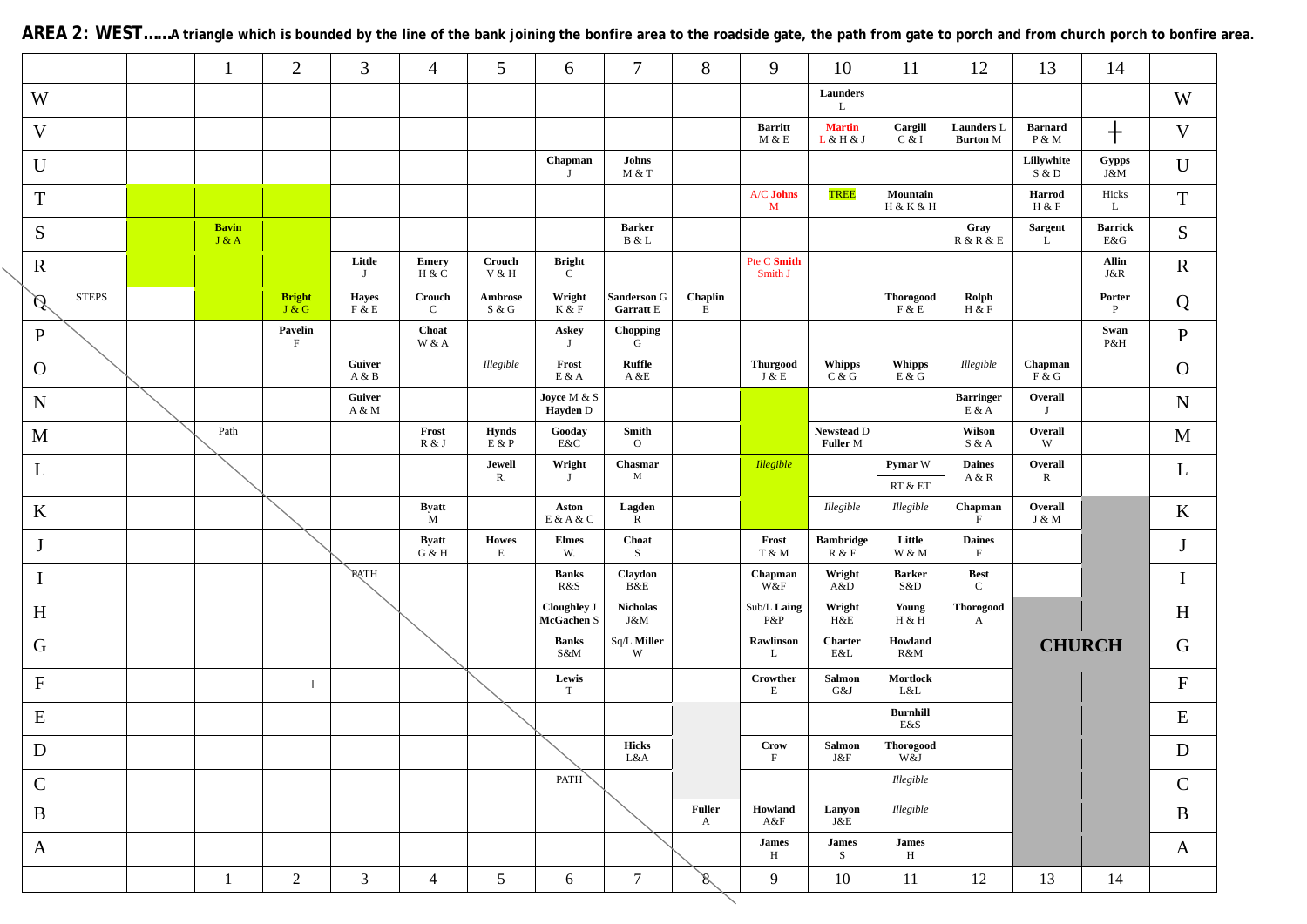**AREA 2: WEST……A triangle which is bounded by the line of the bank joining the bonfire area to the roadside gate, the path from gate to porch and from church porch to bonfire area.**

| | | | 1 | 2 | 3 | 4 | 5 | 6 | 7 | 8 | 9 | 10 | 11 | 12 | 13 | 14 | |
|---|---|---|---|---|---|---|---|---|---|---|---|---|---|---|---|---|---|
| W | | | | | | | | | | | | **Launders** L | | | | | W |
| V | | | | | | | | | | | **Barritt** M & E | **Martin** L & H & J | **Cargill** C & I | **Launders** L **Burton** M | **Barnard** P & M | ┼ | V |
| U | | | | | | | | **Chapman** J | **Johns** M & T | | | | | | **Lillywhite** S & D | **Gypps** J&M | U |
| T | | | | | | | | | | | A/C **Johns** M | TREE | **Mountain** H & K & H | | **Harrod** H & F | Hicks L | T |
| S | | | **Bavin** J & A | | | | | | **Barker** B & L | | | | | **Gray** R & R & E | **Sargent** L | **Barrick** E&G | S |
| R | | | | | **Little** J | **Emery** H & C | **Crouch** V & H | **Bright** C | | | Pte C **Smith** Smith J | | | | | **Allin** J&R | R |
| Q | STEPS | | | **Bright** J & G | **Hayes** F & E | **Crouch** C | **Ambrose** S & G | **Wright** K & F | **Sanderson** G **Garratt** E | **Chaplin** E | | | **Thorogood** F & E | **Rolph** H & F | | **Porter** P | Q |
| P | | | | **Pavelin** F | | **Choat** W & A | | **Askey** J | **Chopping** G | | | | | | | **Swan** P&H | P |
| O | | | | | **Guiver** A & B | | *Illegible* | **Frost** E & A | **Ruffle** A &E | | **Thurgood** J & E | **Whipps** C & G | **Whipps** E & G | *Illegible* | **Chapman** F & G | | O |
| N | | | | | **Guiver** A & M | | | **Joyce** M & S **Hayden** D | | | | | | **Barringer** E & A | **Overall** J | | N |
| M | | | Path | | | **Frost** R & J | **Hynds** E & P | **Gooday** E&C | **Smith** O | | | **Newstead** D **Fuller** M | | **Wilson** S & A | **Overall** W | | M |
| L | | | | | | | **Jewell** R. | **Wright** J | **Chasmar** M | | *Illegible* | | **Pymar** W RT & ET | **Daines** A & R | **Overall** R | | L |
| K | | | | | | **Byatt** M | | **Aston** E & A & C | **Lagden** R | | | *Illegible* | *Illegible* | **Chapman** F | **Overall** J & M | | K |
| J | | | | | | **Byatt** G & H | **Howes** E | **Elmes** W. | **Choat** S | | **Frost** T & M | **Bambridge** R & F | **Little** W & M | **Daines** F | | | J |
| I | | | | | PATH | | | **Banks** R&S | **Claydon** B&E | | **Chapman** W&F | **Wright** A&D | **Barker** S&D | **Best** C | | | I |
| H | | | | | | | | **Cloughley** J **McGachen** S | **Nicholas** J&M | | Sub/L **Laing** P&P | **Wright** H&E | **Young** H & H | **Thorogood** A | | | H |
| G | | | | | | | | **Banks** S&M | Sq/L **Miller** W | | **Rawlinson** L | **Charter** E&L | **Howland** R&M | | **CHURCH** | | G |
| F | | | | | | | | **Lewis** T | | | **Crowther** E | **Salmon** G&J | **Mortlock** L&L | | | | F |
| E | | | | | | | | | | | | | **Burnhill** E&S | | | | E |
| D | | | | | | | | | **Hicks** L&A | | **Crow** F | **Salmon** J&F | **Thorogood** W&J | | | | D |
| C | | | | | | | | PATH | | | | | *Illegible* | | | | C |
| B | | | | | | | | | | **Fuller** A | **Howland** A&F | **Lanyon** J&E | *Illegible* | | | | B |
| A | | | | | | | | | | | **James** H | **James** S | **James** H | | | | A |
| | | | 1 | 2 | 3 | 4 | 5 | 6 | 7 | 8 | 9 | 10 | 11 | 12 | 13 | 14 | |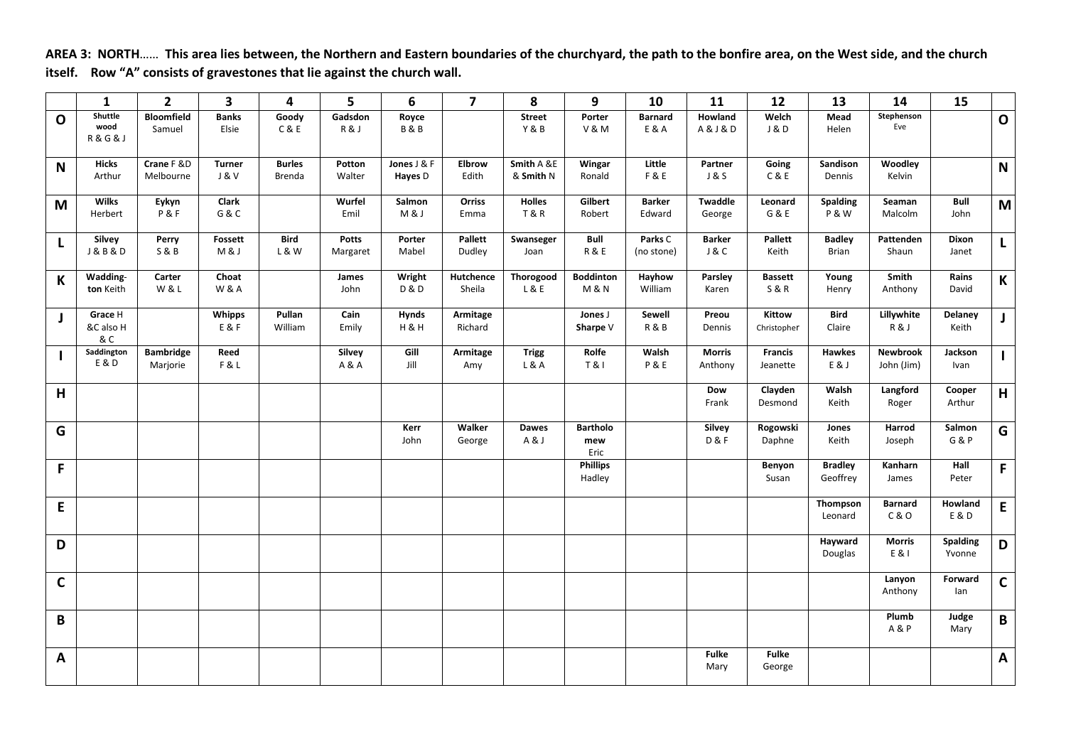**AREA 3: NORTH…… This area lies between, the Northern and Eastern boundaries of the churchyard, the path to the bonfire area, on the West side, and the church itself. Row "A" consists of gravestones that lie against the church wall.**

| | 1 | 2 | 3 | 4 | 5 | 6 | 7 | 8 | 9 | 10 | 11 | 12 | 13 | 14 | 15 | |
|---|---|---|---|---|---|---|---|---|---|---|---|---|---|---|---|---|
| **O** | **Shuttle wood** R & G & J | **Bloomfield** Samuel | **Banks** Elsie | **Goody** C & E | **Gadsdon** R & J | **Royce** B & B | | **Street** Y & B | **Porter** V & M | **Barnard** E & A | **Howland** A & J & D | **Welch** J & D | **Mead** Helen | **Stephenson** Eve | | **O** |
| **N** | **Hicks** Arthur | **Crane** F &D Melbourne | **Turner** J & V | **Burles** Brenda | **Potton** Walter | **Jones** J & F **Hayes** D | **Elbrow** Edith | **Smith** A &E & **Smith** N | **Wingar** Ronald | **Little** F & E | **Partner** J & S | **Going** C & E | **Sandison** Dennis | **Woodley** Kelvin | | **N** |
| **M** | **Wilks** Herbert | **Eykyn** P & F | **Clark** G & C | | **Wurfel** Emil | **Salmon** M & J | **Orriss** Emma | **Holles** T & R | **Gilbert** Robert | **Barker** Edward | **Twaddle** George | **Leonard** G & E | **Spalding** P & W | **Seaman** Malcolm | **Bull** John | **M** |
| **L** | **Silvey** J & B & D | **Perry** S & B | **Fossett** M & J | **Bird** L & W | **Potts** Margaret | **Porter** Mabel | **Pallett** Dudley | **Swanseger** Joan | **Bull** R & E | **Parks** C (no stone) | **Barker** J & C | **Pallett** Keith | **Badley** Brian | **Pattenden** Shaun | **Dixon** Janet | **L** |
| **K** | **Wadding-ton** Keith | **Carter** W & L | **Choat** W & A | | **James** John | **Wright** D & D | **Hutchence** Sheila | **Thorogood** L & E | **Boddinton** M & N | **Hayhow** William | **Parsley** Karen | **Bassett** S & R | **Young** Henry | **Smith** Anthony | **Rains** David | **K** |
| **J** | **Grace** H &C also H & C | | **Whipps** E & F | **Pullan** William | **Cain** Emily | **Hynds** H & H | **Armitage** Richard | | **Jones** J **Sharpe** V | **Sewell** R & B | **Preou** Dennis | **Kittow** Christopher | **Bird** Claire | **Lillywhite** R & J | **Delaney** Keith | **J** |
| **I** | **Saddington** E & D | **Bambridge** Marjorie | **Reed** F & L | | **Silvey** A & A | **Gill** Jill | **Armitage** Amy | **Trigg** L & A | **Rolfe** T & I | **Walsh** P & E | **Morris** Anthony | **Francis** Jeanette | **Hawkes** E & J | **Newbrook** John (Jim) | **Jackson** Ivan | **I** |
| **H** | | | | | | | | | | | **Dow** Frank | **Clayden** Desmond | **Walsh** Keith | **Langford** Roger | **Cooper** Arthur | **H** |
| **G** | | | | | | **Kerr** John | **Walker** George | **Dawes** A & J | **Bartholo mew** Eric | | **Silvey** D & F | **Rogowski** Daphne | **Jones** Keith | **Harrod** Joseph | **Salmon** G & P | **G** |
| **F** | | | | | | | | | **Phillips** Hadley | | | **Benyon** Susan | **Bradley** Geoffrey | **Kanharn** James | **Hall** Peter | **F** |
| **E** | | | | | | | | | | | | | **Thompson** Leonard | **Barnard** C & O | **Howland** E & D | **E** |
| **D** | | | | | | | | | | | | | **Hayward** Douglas | **Morris** E & I | **Spalding** Yvonne | **D** |
| **C** | | | | | | | | | | | | | | **Lanyon** Anthony | **Forward** Ian | **C** |
| **B** | | | | | | | | | | | | | | **Plumb** A & P | **Judge** Mary | **B** |
| **A** | | | | | | | | | | | **Fulke** Mary | **Fulke** George | | | | **A** |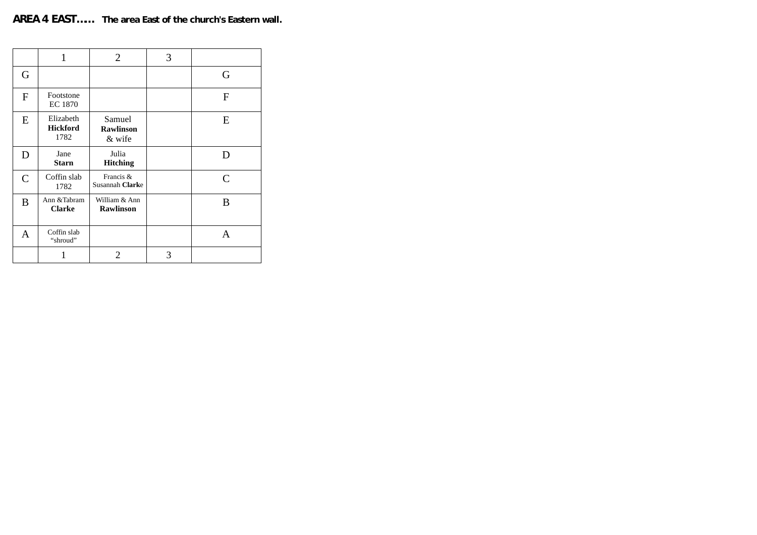**AREA 4 EAST…..** **The area East of the church's Eastern wall.**

| | 1 | 2 | 3 | |
|---|---|---|---|---|
| G | | | | G |
| F | Footstone EC 1870 | | | F |
| E | Elizabeth **Hickford** 1782 | Samuel **Rawlinson** & wife | | E |
| D | Jane **Starn** | Julia **Hitching** | | D |
| C | Coffin slab 1782 | Francis & Susannah **Clark**e | | C |
| B | Ann &Tabram **Clarke** | William & Ann **Rawlinson** | | B |
| A | Coffin slab "shroud" | | | A |
| | 1 | 2 | 3 | |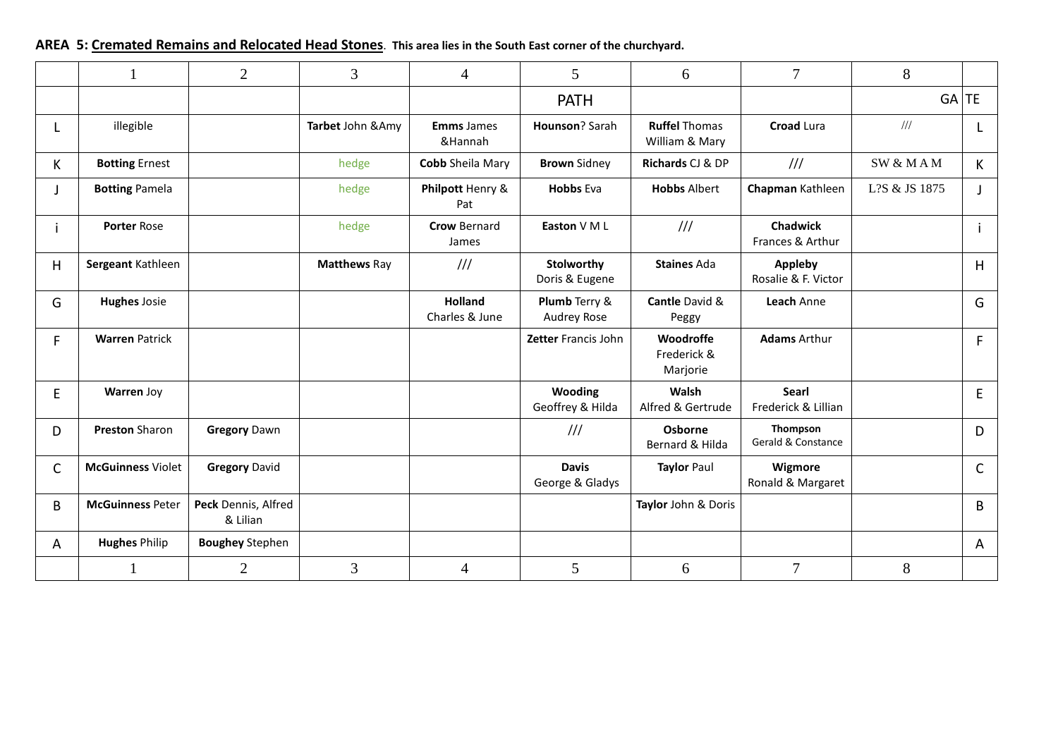**AREA 5: Cremated Remains and Relocated Head Stones**. **This area lies in the South East corner of the churchyard.**

| | 1 | 2 | 3 | 4 | 5 | 6 | 7 | 8 | |
|---|---|---|---|---|---|---|---|---|---|
| | | | | | PATH | | | GA | TE |
| L | illegible | | **Tarbet** John &Amy | **Emms** James &Hannah | **Hounson**? Sarah | **Ruffel** Thomas William & Mary | **Croad** Lura | /// | L |
| K | **Botting** Ernest | | hedge | **Cobb** Sheila Mary | **Brown** Sidney | **Richards** CJ & DP | /// | SW & M A M | K |
| J | **Botting** Pamela | | hedge | **Philpott** Henry & Pat | **Hobbs** Eva | **Hobbs** Albert | **Chapman** Kathleen | L?S & JS 1875 | J |
| i | **Porter** Rose | | hedge | **Crow** Bernard James | **Easton** V M L | /// | **Chadwick** Frances & Arthur | | i |
| H | **Sergeant** Kathleen | | **Matthews** Ray | /// | **Stolworthy** Doris & Eugene | **Staines** Ada | **Appleby** Rosalie & F. Victor | | H |
| G | **Hughes** Josie | | | **Holland** Charles & June | **Plumb** Terry & Audrey Rose | **Cantle** David & Peggy | **Leach** Anne | | G |
| F | **Warren** Patrick | | | | **Zetter** Francis John | **Woodroffe** Frederick & Marjorie | **Adams** Arthur | | F |
| E | **Warren** Joy | | | | **Wooding** Geoffrey & Hilda | **Walsh** Alfred & Gertrude | **Searl** Frederick & Lillian | | E |
| D | **Preston** Sharon | **Gregory** Dawn | | | /// | **Osborne** Bernard & Hilda | **Thompson** Gerald & Constance | | D |
| C | **McGuinness** Violet | **Gregory** David | | | **Davis** George & Gladys | **Taylor** Paul | **Wigmore** Ronald & Margaret | | C |
| B | **McGuinness** Peter | **Peck** Dennis, Alfred & Lilian | | | | **Taylor** John & Doris | | | B |
| A | **Hughes** Philip | **Boughey** Stephen | | | | | | | A |
| | 1 | 2 | 3 | 4 | 5 | 6 | 7 | 8 | |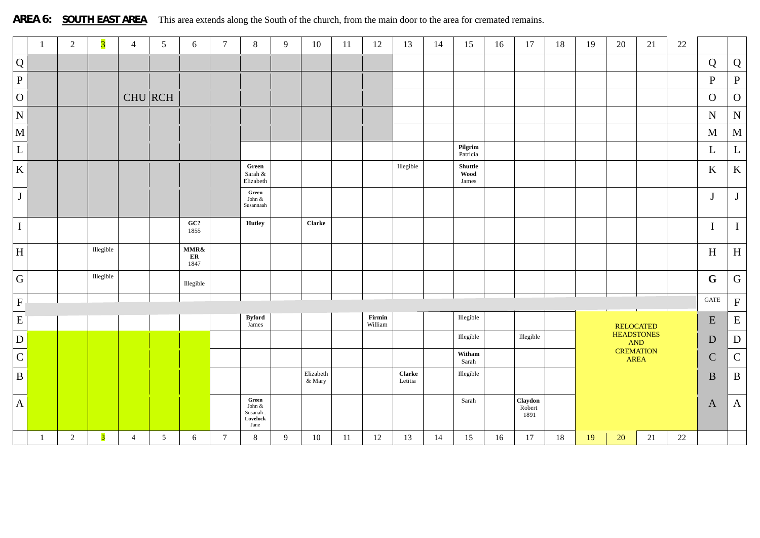**AREA 6:** **SOUTH EAST AREA** This area extends along the South of the church, from the main door to the area for cremated remains.

| | 1 | 2 | 3 | 4 | 5 | 6 | 7 | 8 | 9 | 10 | 11 | 12 | 13 | 14 | 15 | 16 | 17 | 18 | 19 | 20 | 21 | 22 | | |
|---|---|---|---|---|---|---|---|---|---|---|---|---|---|---|---|---|---|---|---|---|---|---|---|---|
| Q | | | | | | | | | | | | | | | | | | | | | | | Q | Q |
| P | | | | | | | | | | | | | | | | | | | | | | | P | P |
| O | | | | CHU | RCH | | | | | | | | | | | | | | | | | | O | O |
| N | | | | | | | | | | | | | | | | | | | | | | | N | N |
| M | | | | | | | | | | | | | | | | | | | | | | | M | M |
| L | | | | | | | | | | | | | | | **Pilgrim** Patricia | | | | | | | | L | L |
| K | | | | | | | | **Green** Sarah & Elizabeth | | | | | Illegible | | **Shuttle Wood** James | | | | | | | | K | K |
| J | | | | | | | | **Green** John & Susannaah | | | | | | | | | | | | | | | J | J |
| I | | | | | | **GC?** 1855 | | **Hutley** | | **Clarke** | | | | | | | | | | | | | I | I |
| H | | | Illegible | | | **MMR& ER** 1847 | | | | | | | | | | | | | | | | | H | H |
| G | | | Illegible | | | Illegible | | | | | | | | | | | | | | | | | **G** | G |
| F | | | | | | | | | | | | | | | | | | | | | | | GATE | F |
| E | | | | | | | | **Byford** James | | | | **Firmin** William | | | Illegible | | | | RELOCATED HEADSTONES AND CREMATION AREA | | | | E | E |
| D | | | | | | | | | | | | | | | Illegible | | Illegible | | | | | | D | D |
| C | | | | | | | | | | | | | | | **Witham** Sarah | | | | | | | | C | C |
| B | | | | | | | | | | Elizabeth & Mary | | | **Clarke** Letitia | | Illegible | | | | | | | | B | B |
| A | | | | | | | | **Green** John & Susanah . **Lovelock** Jane | | | | | | | Sarah | | **Claydon** Robert 1891 | | | | | | A | A |
| | 1 | 2 | 3 | 4 | 5 | 6 | 7 | 8 | 9 | 10 | 11 | 12 | 13 | 14 | 15 | 16 | 17 | 18 | 19 | 20 | 21 | 22 | | |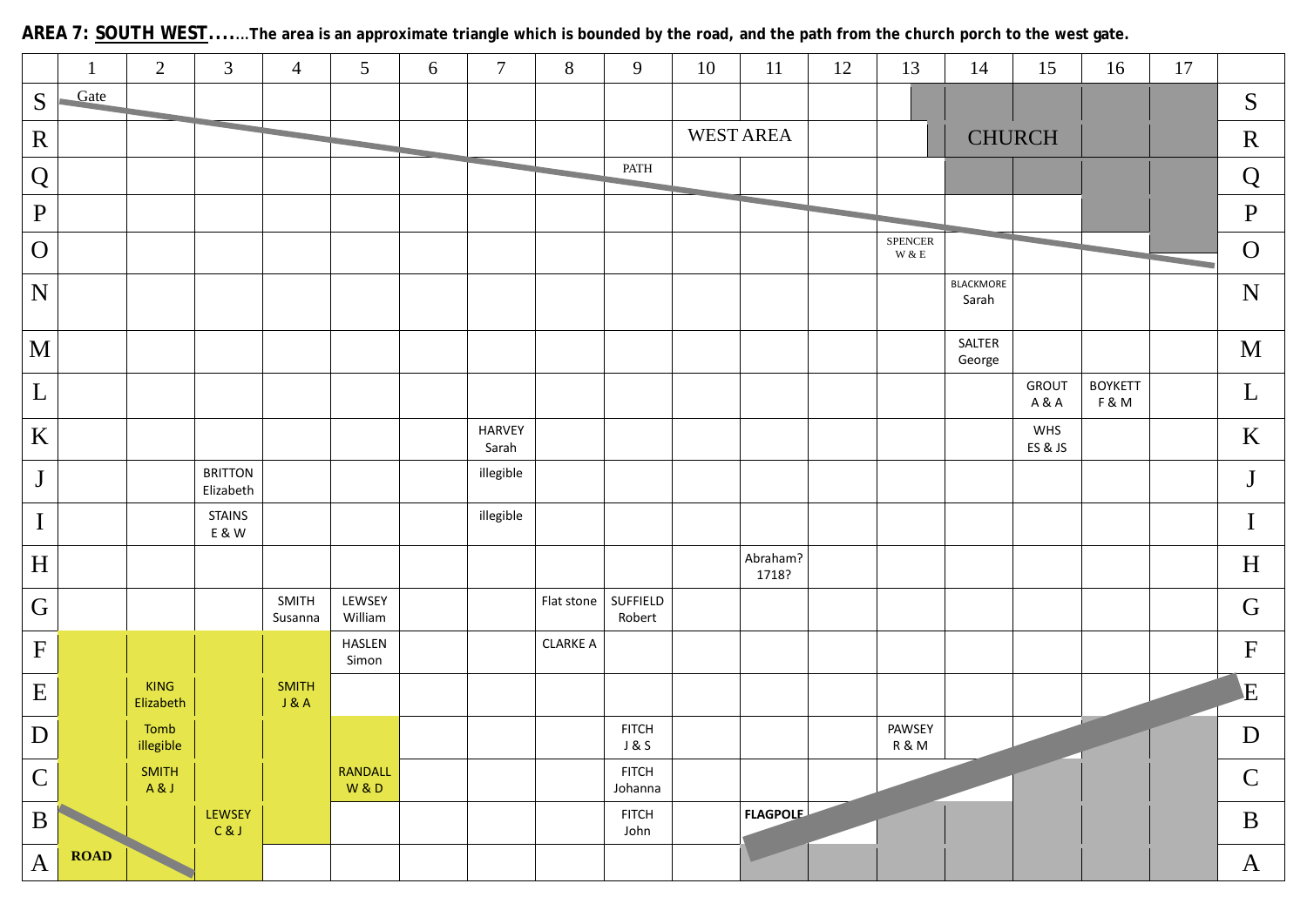**AREA 7: SOUTH WEST**……The area is an approximate triangle which is bounded by the road, and the path from the church porch to the west gate.

| | 1 | 2 | 3 | 4 | 5 | 6 | 7 | 8 | 9 | 10 | 11 | 12 | 13 | 14 | 15 | 16 | 17 | |
|---|---|---|---|---|---|---|---|---|---|---|---|---|---|---|---|---|---|---|
| S | Gate | | | | | | | | | | | | | | | | | S |
| R | | | | | | | | | | WEST AREA | | | | CHURCH | | | | R |
| Q | | | | | | | | | PATH | | | | | | | | | Q |
| P | | | | | | | | | | | | | | | | | | P |
| O | | | | | | | | | | | | | SPENCER W & E | | | | | O |
| N | | | | | | | | | | | | | | BLACKMORE Sarah | | | | N |
| M | | | | | | | | | | | | | | SALTER George | | | | M |
| L | | | | | | | | | | | | | | | GROUT A & A | BOYKETT F & M | | L |
| K | | | | | | | HARVEY Sarah | | | | | | | | WHS ES & JS | | | K |
| J | | | BRITTON Elizabeth | | | | illegible | | | | | | | | | | | J |
| I | | | STAINS E & W | | | | illegible | | | | | | | | | | | I |
| H | | | | | | | | | | | Abraham? 1718? | | | | | | | H |
| G | | | | SMITH Susanna | LEWSEY William | | | Flat stone | SUFFIELD Robert | | | | | | | | | G |
| F | | | | | HASLEN Simon | | | CLARKE A | | | | | | | | | | F |
| E | | KING Elizabeth | | SMITH J & A | | | | | | | | | | | | | | E |
| D | | Tomb illegible | | | | | | | FITCH J & S | | | | PAWSEY R & M | | | | | D |
| C | | SMITH A & J | | | RANDALL W & D | | | | FITCH Johanna | | | | | | | | | C |
| B | | | LEWSEY C & J | | | | | | FITCH John | | FLAGPOLE | | | | | | | B |
| A | ROAD | | | | | | | | | | | | | | | | | A |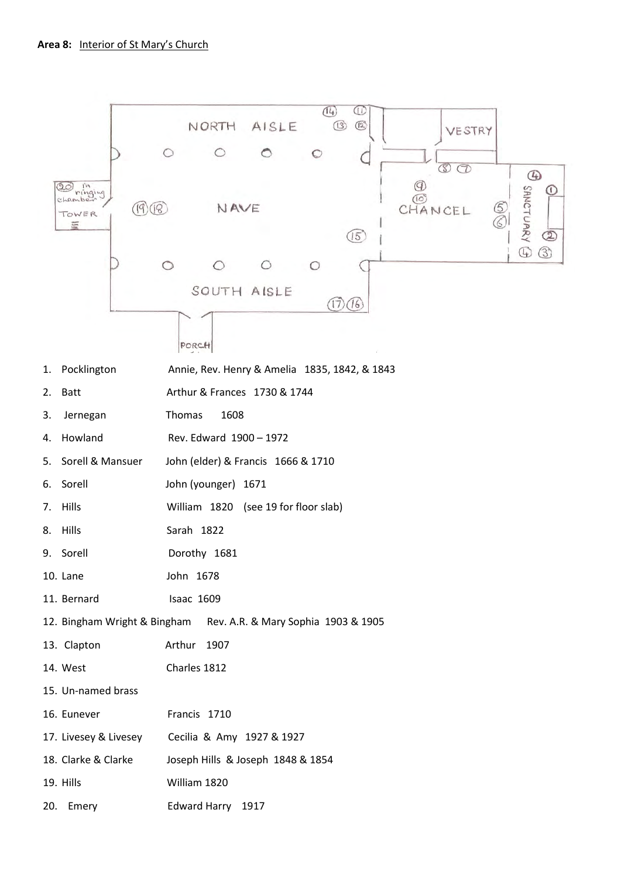**Area 8:** Interior of St Mary's Church

NORTH AISLE

VESTRY

NAVE

CHANCEL

SANCTUARY

20 in ringing chamber

TOWER

SOUTH AISLE

PORCH

1. Pocklington Annie, Rev. Henry & Amelia 1835, 1842, & 1843
2. Batt Arthur & Frances 1730 & 1744
3. Jernegan Thomas 1608
4. Howland Rev. Edward 1900 – 1972
5. Sorell & Mansuer John (elder) & Francis 1666 & 1710
6. Sorell John (younger) 1671
7. Hills William 1820 (see 19 for floor slab)
8. Hills Sarah 1822
9. Sorell Dorothy 1681
10. Lane John 1678
11. Bernard Isaac 1609
12. Bingham Wright & Bingham Rev. A.R. & Mary Sophia 1903 & 1905
13. Clapton Arthur 1907
14. West Charles 1812
15. Un-named brass
16. Eunever Francis 1710
17. Livesey & Livesey Cecilia & Amy 1927 & 1927
18. Clarke & Clarke Joseph Hills & Joseph 1848 & 1854
19. Hills William 1820
20. Emery Edward Harry 1917